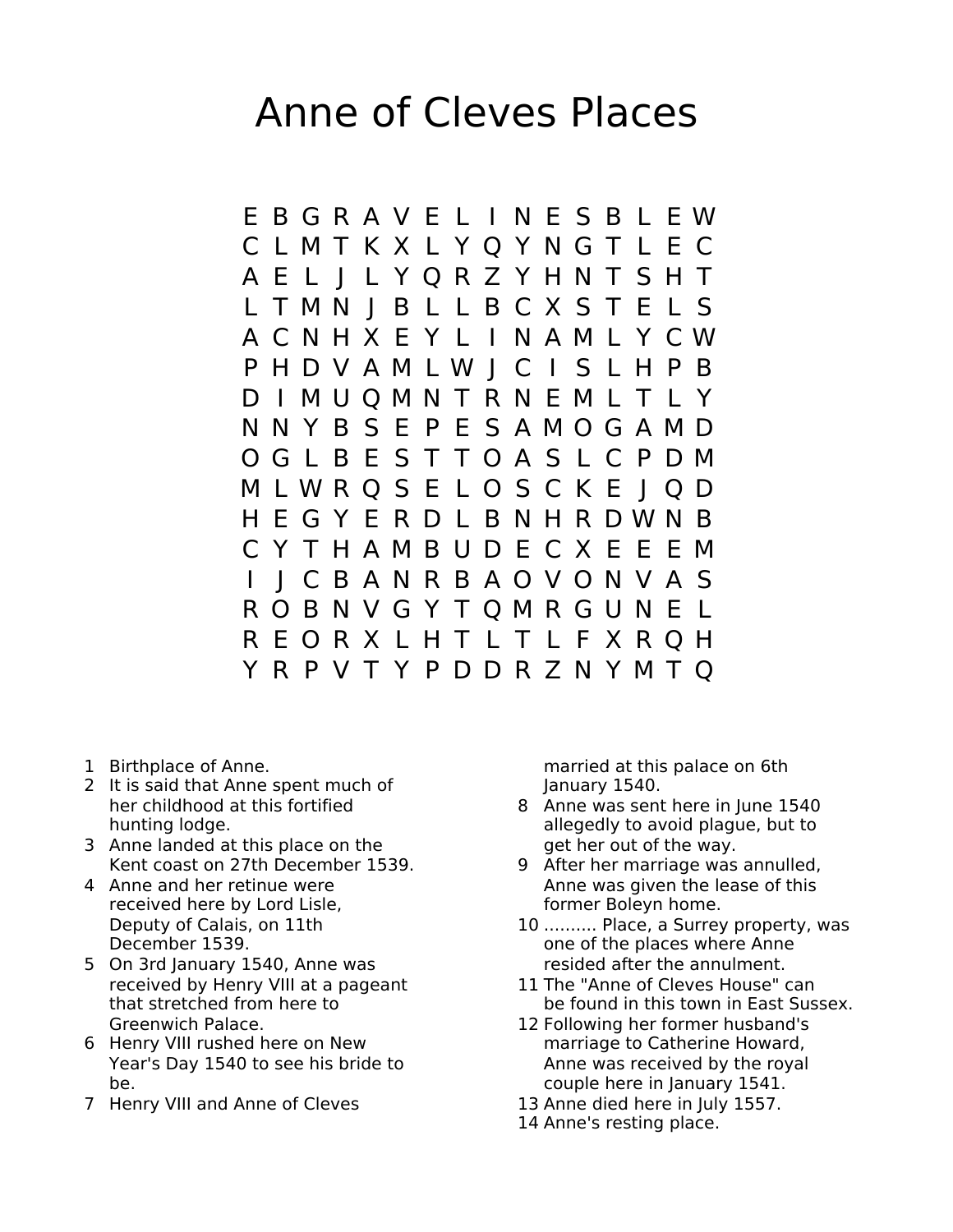# Anne of Cleves Places

```
E B G R A V E L I N E S B L E W
C L M T K X L Y Q Y N G T L E C
A E L J L Y Q R Z Y H N T S H T
L T M N J B L L B C X S T E L S
A C N H X E Y L I N A M L Y C W
P H D V A M L W J C I S L H P B
D I M U Q M N T R N E M L T L Y
N N Y B S E P E S A M O G A M D
O G L B E S T T O A S L C P D M
M L W R Q S E L O S C K E J Q D
H E G Y E R D L B N H R D W N B
C Y T H A M B U D E C X E E E M
I J C B A N R B A O V O N V A S
R O B N V G Y T Q M R G U N E L
R E O R X L H T L T L F X R Q H
Y R P V T Y P D D R Z N Y M T Q
```

1. Birthplace of Anne.
2. It is said that Anne spent much of her childhood at this fortified hunting lodge.
3. Anne landed at this place on the Kent coast on 27th December 1539.
4. Anne and her retinue were received here by Lord Lisle, Deputy of Calais, on 11th December 1539.
5. On 3rd January 1540, Anne was received by Henry VIII at a pageant that stretched from here to Greenwich Palace.
6. Henry VIII rushed here on New Year's Day 1540 to see his bride to be.
7. Henry VIII and Anne of Cleves married at this palace on 6th January 1540.
8. Anne was sent here in June 1540 allegedly to avoid plague, but to get her out of the way.
9. After her marriage was annulled, Anne was given the lease of this former Boleyn home.
10. .......... Place, a Surrey property, was one of the places where Anne resided after the annulment.
11. The "Anne of Cleves House" can be found in this town in East Sussex.
12. Following her former husband's marriage to Catherine Howard, Anne was received by the royal couple here in January 1541.
13. Anne died here in July 1557.
14. Anne's resting place.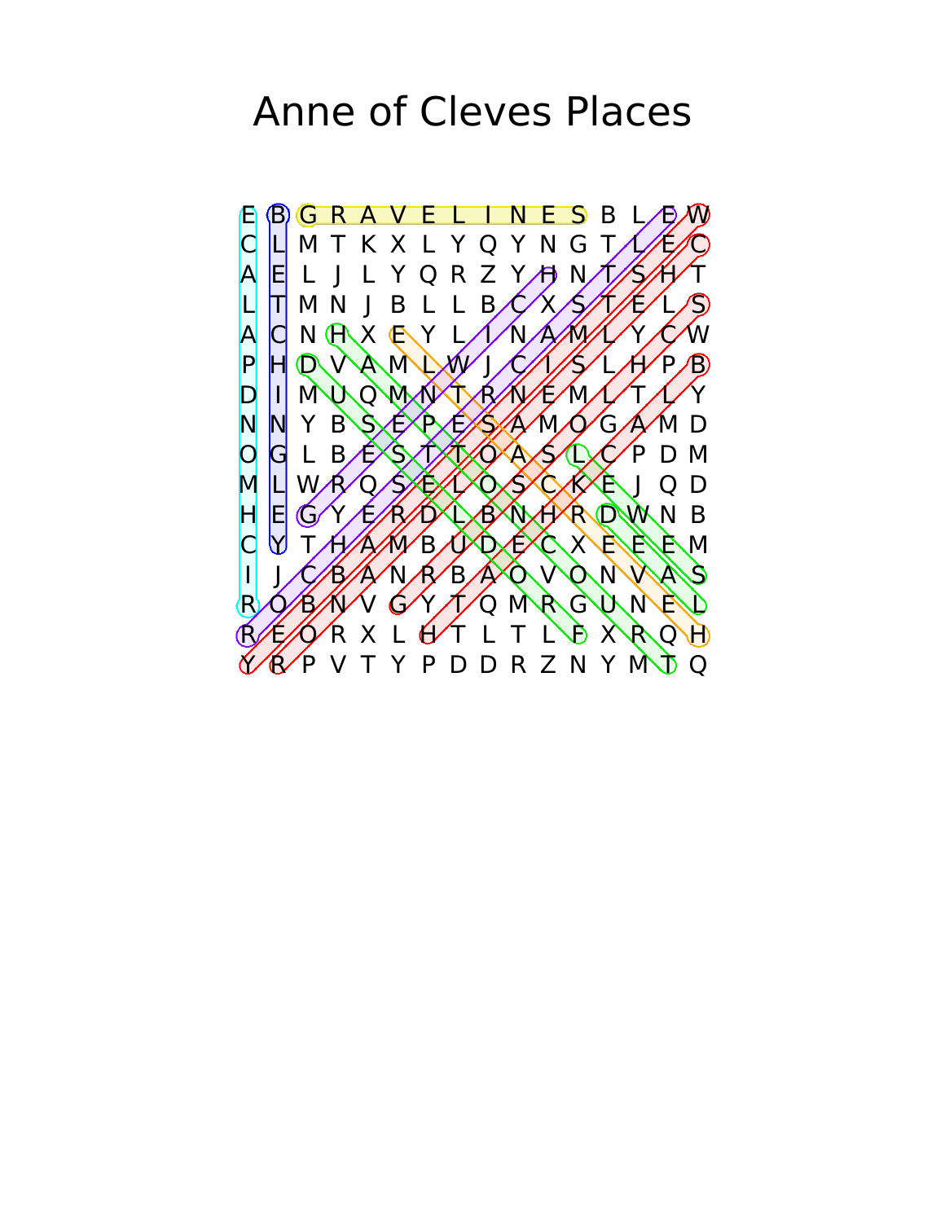# Anne of Cleves Places

| | | | | | | | | | | | | | | | |
|---|---|---|---|---|---|---|---|---|---|---|---|---|---|---|---|
| E | B | G | R | A | V | E | L | I | N | E | S | B | L | E | W |
| C | L | M | T | K | X | L | Y | Q | Y | N | G | T | L | E | C |
| A | E | L | J | L | Y | Q | R | Z | Y | H | N | T | S | H | T |
| L | T | M | N | J | B | L | L | B | C | X | S | T | E | L | S |
| A | C | N | H | X | E | Y | L | I | N | A | M | L | Y | C | W |
| P | H | D | V | A | M | L | W | J | C | I | S | L | H | P | B |
| D | I | M | U | Q | M | N | T | R | N | E | M | L | T | L | Y |
| N | N | Y | B | S | E | P | E | S | A | M | O | G | A | M | D |
| O | G | L | B | E | S | T | T | O | A | S | L | C | P | D | M |
| M | L | W | R | Q | S | E | L | O | S | C | K | E | J | Q | D |
| H | E | G | Y | E | R | D | L | B | N | H | R | D | W | N | B |
| C | Y | T | H | A | M | B | U | D | E | C | X | E | E | E | M |
| I | J | C | B | A | N | R | B | A | O | V | O | N | V | A | S |
| R | O | B | N | V | G | Y | T | Q | M | R | G | U | N | E | L |
| R | E | O | R | X | L | H | T | L | T | L | F | X | R | Q | H |
| Y | R | P | V | T | Y | P | D | D | R | Z | N | Y | M | T | Q |